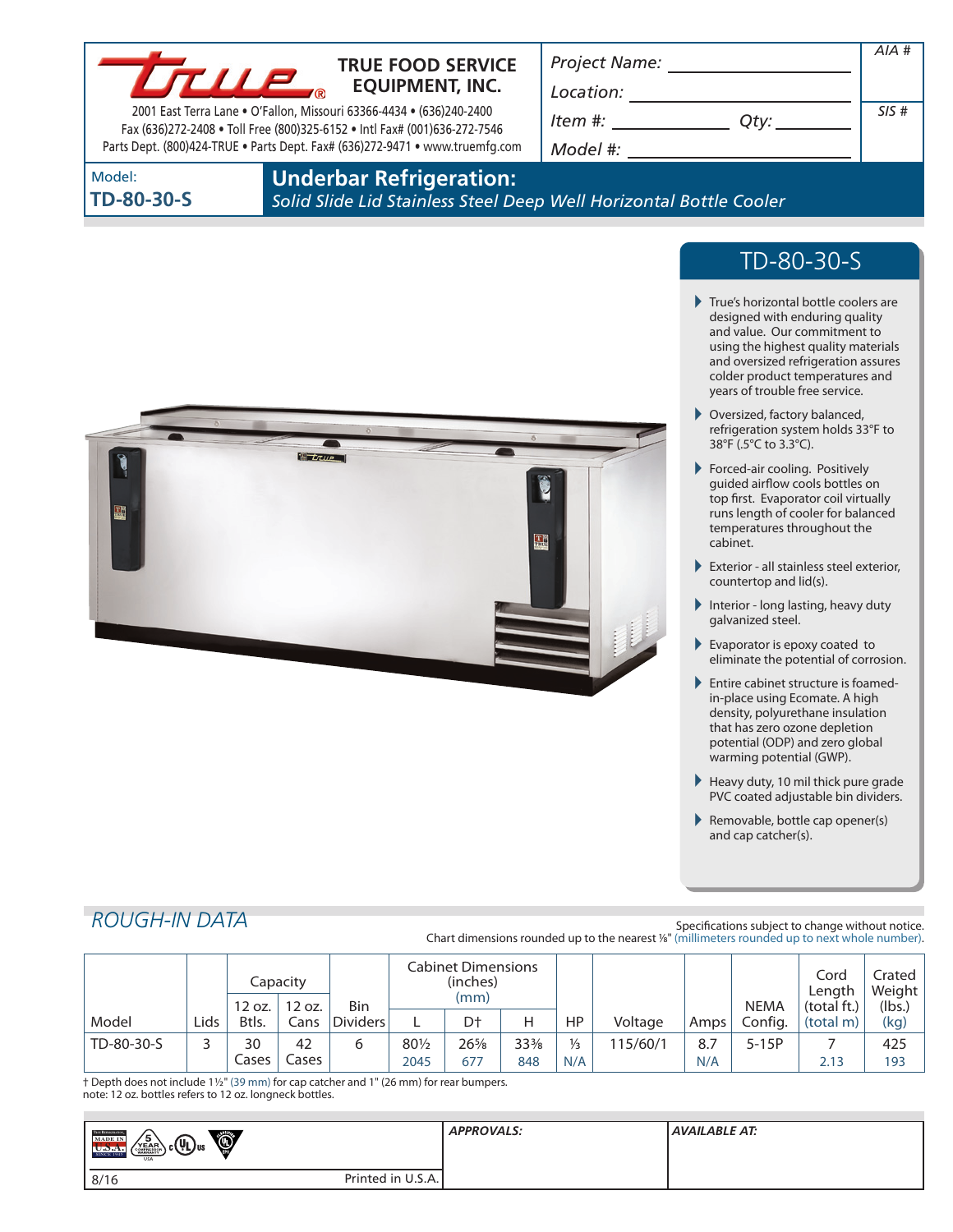# TRUE FOOD SERVICE EQUIPMENT, INC.

2001 East Terra Lane • O'Fallon, Missouri 63366-4434 • (636)240-2400
Fax (636)272-2408 • Toll Free (800)325-6152 • Intl Fax# (001)636-272-7546
Parts Dept. (800)424-TRUE • Parts Dept. Fax# (636)272-9471 • www.truemfg.com

Project Name: ____________
Location: ____________
Item #: ____________ Qty: ____________
Model #: ____________

AIA #

SIS #

Model:
**TD-80-30-S**

## Underbar Refrigeration:
*Solid Slide Lid Stainless Steel Deep Well Horizontal Bottle Cooler*

## TD-80-30-S

- True's horizontal bottle coolers are designed with enduring quality and value. Our commitment to using the highest quality materials and oversized refrigeration assures colder product temperatures and years of trouble free service.
- Oversized, factory balanced, refrigeration system holds 33°F to 38°F (.5°C to 3.3°C).
- Forced-air cooling. Positively guided airflow cools bottles on top first. Evaporator coil virtually runs length of cooler for balanced temperatures throughout the cabinet.
- Exterior - all stainless steel exterior, countertop and lid(s).
- Interior - long lasting, heavy duty galvanized steel.
- Evaporator is epoxy coated to eliminate the potential of corrosion.
- Entire cabinet structure is foamed-in-place using Ecomate. A high density, polyurethane insulation that has zero ozone depletion potential (ODP) and zero global warming potential (GWP).
- Heavy duty, 10 mil thick pure grade PVC coated adjustable bin dividers.
- Removable, bottle cap opener(s) and cap catcher(s).

## ROUGH-IN DATA

Specifications subject to change without notice.
Chart dimensions rounded up to the nearest ⅛" (millimeters rounded up to next whole number).

| Model | Lids | Capacity | | Bin Dividers | Cabinet Dimensions (inches) (mm) | | | HP | Voltage | Amps | NEMA Config. | Cord Length (total ft.) (total m) | Crated Weight (lbs.) (kg) |
|---|---|---|---|---|---|---|---|---|---|---|---|---|---|
| | | 12 oz. Btls. | 12 oz. Cans | | L | D† | H | | | | | | |
| TD-80-30-S | 3 | 30 Cases | 42 Cases | 6 | 80½ 2045 | 26⅝ 677 | 33⅜ 848 | ⅓ N/A | 115/60/1 | 8.7 N/A | 5-15P | 7 2.13 | 425 193 |

† Depth does not include 1½" (39 mm) for cap catcher and 1" (26 mm) for rear bumpers.
note: 12 oz. bottles refers to 12 oz. longneck bottles.

APPROVALS:

AVAILABLE AT:

8/16 Printed in U.S.A.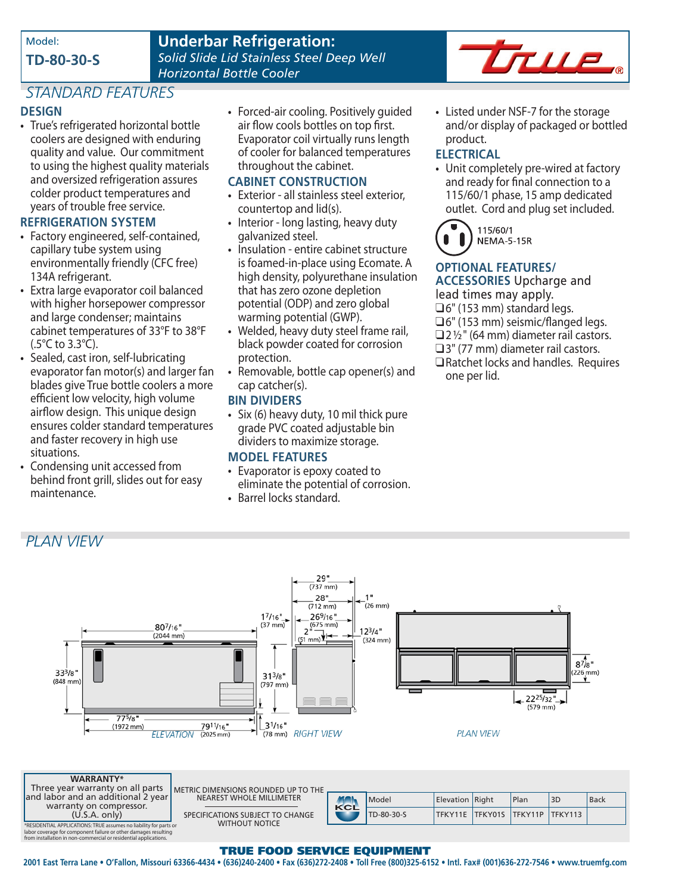Model:

**TD-80-30-S**

# Underbar Refrigeration:

*Solid Slide Lid Stainless Steel Deep Well Horizontal Bottle Cooler*

## STANDARD FEATURES

### DESIGN

- True's refrigerated horizontal bottle coolers are designed with enduring quality and value. Our commitment to using the highest quality materials and oversized refrigeration assures colder product temperatures and years of trouble free service.

### REFRIGERATION SYSTEM

- Factory engineered, self-contained, capillary tube system using environmentally friendly (CFC free) 134A refrigerant.
- Extra large evaporator coil balanced with higher horsepower compressor and large condenser; maintains cabinet temperatures of 33°F to 38°F (.5°C to 3.3°C).
- Sealed, cast iron, self-lubricating evaporator fan motor(s) and larger fan blades give True bottle coolers a more efficient low velocity, high volume airflow design. This unique design ensures colder standard temperatures and faster recovery in high use situations.
- Condensing unit accessed from behind front grill, slides out for easy maintenance.
- Forced-air cooling. Positively guided air flow cools bottles on top first. Evaporator coil virtually runs length of cooler for balanced temperatures throughout the cabinet.

### CABINET CONSTRUCTION

- Exterior - all stainless steel exterior, countertop and lid(s).
- Interior - long lasting, heavy duty galvanized steel.
- Insulation - entire cabinet structure is foamed-in-place using Ecomate. A high density, polyurethane insulation that has zero ozone depletion potential (ODP) and zero global warming potential (GWP).
- Welded, heavy duty steel frame rail, black powder coated for corrosion protection.
- Removable, bottle cap opener(s) and cap catcher(s).

### BIN DIVIDERS

- Six (6) heavy duty, 10 mil thick pure grade PVC coated adjustable bin dividers to maximize storage.

### MODEL FEATURES

- Evaporator is epoxy coated to eliminate the potential of corrosion.
- Barrel locks standard.
- Listed under NSF-7 for the storage and/or display of packaged or bottled product.

### ELECTRICAL

- Unit completely pre-wired at factory and ready for final connection to a 115/60/1 phase, 15 amp dedicated outlet. Cord and plug set included.

115/60/1
NEMA-5-15R

### OPTIONAL FEATURES/ ACCESSORIES

Upcharge and lead times may apply.

- ❑ 6" (153 mm) standard legs.
- ❑ 6" (153 mm) seismic/flanged legs.
- ❑ 2½" (64 mm) diameter rail castors.
- ❑ 3" (77 mm) diameter rail castors.
- ❑ Ratchet locks and handles. Requires one per lid.

## PLAN VIEW

80 7/16" (2044 mm)
33 3/8" (848 mm)
77 5/8" (1972 mm)
79 11/16" (2025 mm)
ELEVATION
1 7/16" (37 mm)
31 3/8" (797 mm)
3 1/16" (78 mm)
29" (737 mm)
28" (712 mm)
1" (26 mm)
26 9/16" (675 mm)
2" (51 mm)
12 3/4" (324 mm)
RIGHT VIEW
8 7/8" (226 mm)
22 25/32" (579 mm)
PLAN VIEW

**WARRANTY***
Three year warranty on all parts and labor and an additional 2 year warranty on compressor. (U.S.A. only)

*RESIDENTIAL APPLICATIONS: TRUE assumes no liability for parts or labor coverage for component failure or other damages resulting from installation in non-commercial or residential applications.

METRIC DIMENSIONS ROUNDED UP TO THE NEAREST WHOLE MILLIMETER

SPECIFICATIONS SUBJECT TO CHANGE WITHOUT NOTICE

| Model | Elevation | Right | Plan | 3D | Back |
|---|---|---|---|---|---|
| TD-80-30-S | TFKY11E | TFKY01S | TFKY11P | TFKY113 | |

**TRUE FOOD SERVICE EQUIPMENT**

2001 East Terra Lane • O'Fallon, Missouri 63366-4434 • (636)240-2400 • Fax (636)272-2408 • Toll Free (800)325-6152 • Intl. Fax# (001)636-272-7546 • www.truemfg.com